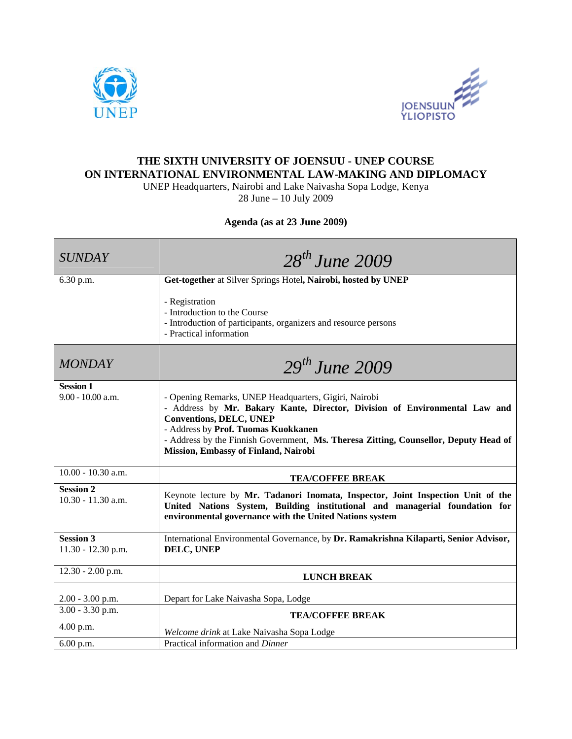UNEP

JOENSUUN YLIOPISTO

# THE SIXTH UNIVERSITY OF JOENSUU - UNEP COURSE ON INTERNATIONAL ENVIRONMENTAL LAW-MAKING AND DIPLOMACY

UNEP Headquarters, Nairobi and Lake Naivasha Sopa Lodge, Kenya
28 June – 10 July 2009

**Agenda (as at 23 June 2009)**

| *SUNDAY* | *28th June 2009* |
|---|---|
| 6.30 p.m. | **Get-together** at Silver Springs Hotel**, Nairobi, hosted by UNEP**<br><br>- Registration<br>- Introduction to the Course<br>- Introduction of participants, organizers and resource persons<br>- Practical information |
| *MONDAY* | *29th June 2009* |
| **Session 1**<br>9.00 - 10.00 a.m. | - Opening Remarks, UNEP Headquarters, Gigiri, Nairobi<br>- Address by **Mr. Bakary Kante, Director, Division of Environmental Law and Conventions, DELC, UNEP**<br>- Address by **Prof. Tuomas Kuokkanen**<br>- Address by the Finnish Government, **Ms. Theresa Zitting, Counsellor, Deputy Head of Mission, Embassy of Finland, Nairobi** |
| 10.00 - 10.30 a.m. | **TEA/COFFEE BREAK** |
| **Session 2**<br>10.30 - 11.30 a.m. | Keynote lecture by **Mr. Tadanori Inomata, Inspector, Joint Inspection Unit of the United Nations System, Building institutional and managerial foundation for environmental governance with the United Nations system** |
| **Session 3**<br>11.30 - 12.30 p.m. | International Environmental Governance, by **Dr. Ramakrishna Kilaparti, Senior Advisor, DELC, UNEP** |
| 12.30 - 2.00 p.m. | **LUNCH BREAK** |
| 2.00 - 3.00 p.m. | Depart for Lake Naivasha Sopa, Lodge |
| 3.00 - 3.30 p.m. | **TEA/COFFEE BREAK** |
| 4.00 p.m. | *Welcome drink* at Lake Naivasha Sopa Lodge |
| 6.00 p.m. | Practical information and *Dinner* |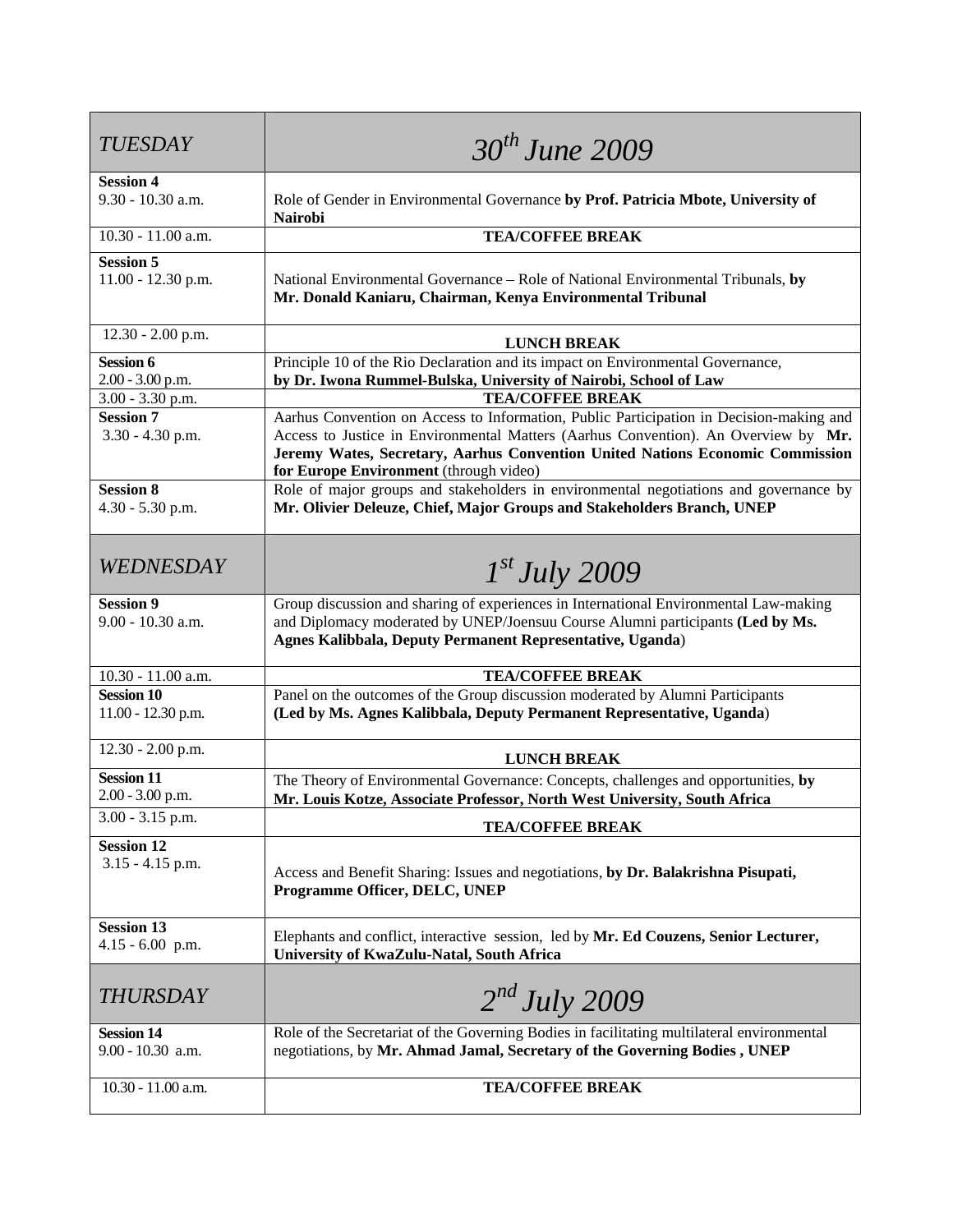| *TUESDAY* | *30th June 2009* |
|---|---|
| **Session 4**<br>9.30 - 10.30 a.m. | Role of Gender in Environmental Governance **by Prof. Patricia Mbote, University of Nairobi** |
| 10.30 - 11.00 a.m. | **TEA/COFFEE BREAK** |
| **Session 5**<br>11.00 - 12.30 p.m. | National Environmental Governance – Role of National Environmental Tribunals, **by Mr. Donald Kaniaru, Chairman, Kenya Environmental Tribunal** |
| 12.30 - 2.00 p.m. | **LUNCH BREAK** |
| **Session 6**<br>2.00 - 3.00 p.m. | Principle 10 of the Rio Declaration and its impact on Environmental Governance, **by Dr. Iwona Rummel-Bulska, University of Nairobi, School of Law** |
| 3.00 - 3.30 p.m. | **TEA/COFFEE BREAK** |
| **Session 7**<br>3.30 - 4.30 p.m. | Aarhus Convention on Access to Information, Public Participation in Decision-making and Access to Justice in Environmental Matters (Aarhus Convention). An Overview by **Mr. Jeremy Wates, Secretary, Aarhus Convention United Nations Economic Commission for Europe Environment** (through video) |
| **Session 8**<br>4.30 - 5.30 p.m. | Role of major groups and stakeholders in environmental negotiations and governance by **Mr. Olivier Deleuze, Chief, Major Groups and Stakeholders Branch, UNEP** |
| *WEDNESDAY* | *1st July 2009* |
| **Session 9**<br>9.00 - 10.30 a.m. | Group discussion and sharing of experiences in International Environmental Law-making and Diplomacy moderated by UNEP/Joensuu Course Alumni participants **(Led by Ms. Agnes Kalibbala, Deputy Permanent Representative, Uganda**) |
| 10.30 - 11.00 a.m. | **TEA/COFFEE BREAK** |
| **Session 10**<br>11.00 - 12.30 p.m. | Panel on the outcomes of the Group discussion moderated by Alumni Participants **(Led by Ms. Agnes Kalibbala, Deputy Permanent Representative, Uganda**) |
| 12.30 - 2.00 p.m. | **LUNCH BREAK** |
| **Session 11**<br>2.00 - 3.00 p.m. | The Theory of Environmental Governance: Concepts, challenges and opportunities, **by Mr. Louis Kotze, Associate Professor, North West University, South Africa** |
| 3.00 - 3.15 p.m. | **TEA/COFFEE BREAK** |
| **Session 12**<br>3.15 - 4.15 p.m. | Access and Benefit Sharing: Issues and negotiations, **by Dr. Balakrishna Pisupati, Programme Officer, DELC, UNEP** |
| **Session 13**<br>4.15 - 6.00 p.m. | Elephants and conflict, interactive session, led by **Mr. Ed Couzens, Senior Lecturer, University of KwaZulu-Natal, South Africa** |
| *THURSDAY* | *2nd July 2009* |
| **Session 14**<br>9.00 - 10.30 a.m. | Role of the Secretariat of the Governing Bodies in facilitating multilateral environmental negotiations, by **Mr. Ahmad Jamal, Secretary of the Governing Bodies , UNEP** |
| 10.30 - 11.00 a.m. | **TEA/COFFEE BREAK** |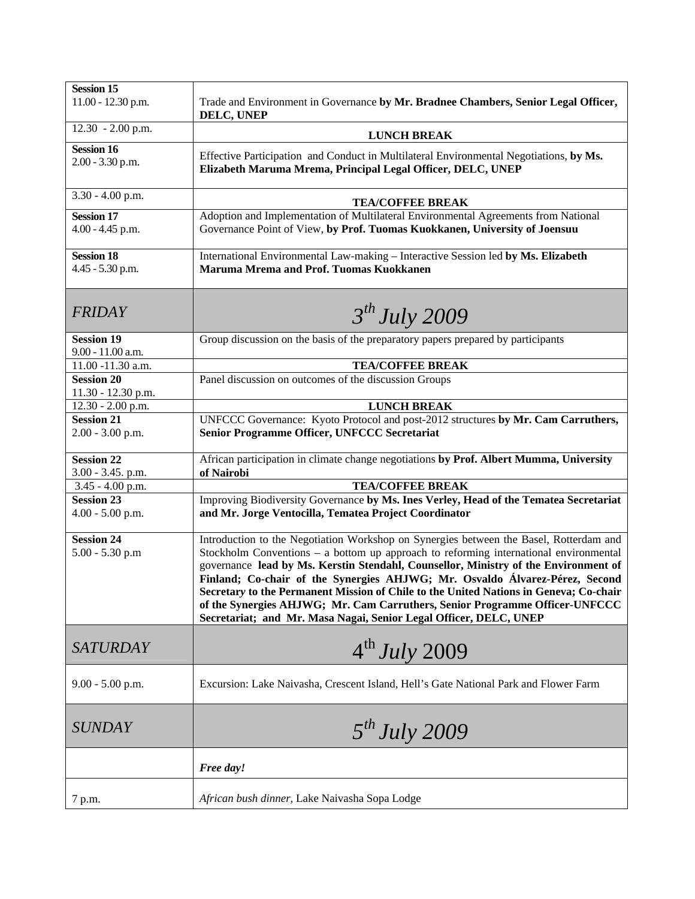| | |
|---|---|
| **Session 15**<br>11.00 - 12.30 p.m. | Trade and Environment in Governance **by Mr. Bradnee Chambers, Senior Legal Officer, DELC, UNEP** |
| 12.30 - 2.00 p.m. | **LUNCH BREAK** |
| **Session 16**<br>2.00 - 3.30 p.m. | Effective Participation and Conduct in Multilateral Environmental Negotiations, **by Ms. Elizabeth Maruma Mrema, Principal Legal Officer, DELC, UNEP** |
| 3.30 - 4.00 p.m. | **TEA/COFFEE BREAK** |
| **Session 17**<br>4.00 - 4.45 p.m. | Adoption and Implementation of Multilateral Environmental Agreements from National Governance Point of View, **by Prof. Tuomas Kuokkanen, University of Joensuu** |
| **Session 18**<br>4.45 - 5.30 p.m. | International Environmental Law-making – Interactive Session led **by Ms. Elizabeth Maruma Mrema and Prof. Tuomas Kuokkanen** |
| *FRIDAY* | *3th July 2009* |
| **Session 19**<br>9.00 - 11.00 a.m. | Group discussion on the basis of the preparatory papers prepared by participants |
| 11.00 -11.30 a.m. | **TEA/COFFEE BREAK** |
| **Session 20**<br>11.30 - 12.30 p.m. | Panel discussion on outcomes of the discussion Groups |
| 12.30 - 2.00 p.m. | **LUNCH BREAK** |
| **Session 21**<br>2.00 - 3.00 p.m. | UNFCCC Governance: Kyoto Protocol and post-2012 structures **by Mr. Cam Carruthers, Senior Programme Officer, UNFCCC Secretariat** |
| **Session 22**<br>3.00 - 3.45. p.m. | African participation in climate change negotiations **by Prof. Albert Mumma, University of Nairobi** |
| 3.45 - 4.00 p.m. | **TEA/COFFEE BREAK** |
| **Session 23**<br>4.00 - 5.00 p.m. | Improving Biodiversity Governance **by Ms. Ines Verley, Head of the Tematea Secretariat and Mr. Jorge Ventocilla, Tematea Project Coordinator** |
| **Session 24**<br>5.00 - 5.30 p.m | Introduction to the Negotiation Workshop on Synergies between the Basel, Rotterdam and Stockholm Conventions – a bottom up approach to reforming international environmental governance **lead by Ms. Kerstin Stendahl, Counsellor, Ministry of the Environment of Finland; Co-chair of the Synergies AHJWG; Mr. Osvaldo Álvarez-Pérez, Second Secretary to the Permanent Mission of Chile to the United Nations in Geneva; Co-chair of the Synergies AHJWG; Mr. Cam Carruthers, Senior Programme Officer-UNFCCC Secretariat; and Mr. Masa Nagai, Senior Legal Officer, DELC, UNEP** |
| *SATURDAY* | 4th *July* 2009 |
| 9.00 - 5.00 p.m. | Excursion: Lake Naivasha, Crescent Island, Hell's Gate National Park and Flower Farm |
| *SUNDAY* | *5th July 2009* |
| | ***Free day!*** |
| 7 p.m. | *African bush dinner,* Lake Naivasha Sopa Lodge |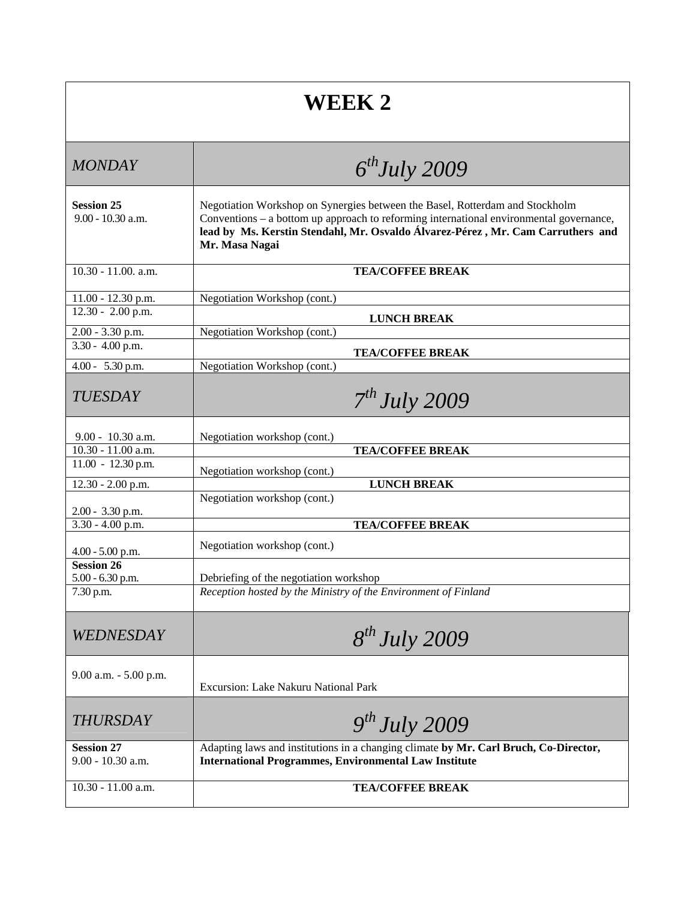# WEEK 2

| *MONDAY* | *6th July 2009* |
|---|---|
| **Session 25**<br>9.00 - 10.30 a.m. | Negotiation Workshop on Synergies between the Basel, Rotterdam and Stockholm Conventions – a bottom up approach to reforming international environmental governance, **lead by Ms. Kerstin Stendahl, Mr. Osvaldo Álvarez-Pérez , Mr. Cam Carruthers and Mr. Masa Nagai** |
| 10.30 - 11.00. a.m. | **TEA/COFFEE BREAK** |
| 11.00 - 12.30 p.m. | Negotiation Workshop (cont.) |
| 12.30 - 2.00 p.m. | **LUNCH BREAK** |
| 2.00 - 3.30 p.m. | Negotiation Workshop (cont.) |
| 3.30 - 4.00 p.m. | **TEA/COFFEE BREAK** |
| 4.00 - 5.30 p.m. | Negotiation Workshop (cont.) |
| *TUESDAY* | *7th July 2009* |
| 9.00 - 10.30 a.m. | Negotiation workshop (cont.) |
| 10.30 - 11.00 a.m. | **TEA/COFFEE BREAK** |
| 11.00 - 12.30 p.m. | Negotiation workshop (cont.) |
| 12.30 - 2.00 p.m. | **LUNCH BREAK** |
| 2.00 - 3.30 p.m. | Negotiation workshop (cont.) |
| 3.30 - 4.00 p.m. | **TEA/COFFEE BREAK** |
| 4.00 - 5.00 p.m. | Negotiation workshop (cont.) |
| **Session 26**<br>5.00 - 6.30 p.m. | Debriefing of the negotiation workshop |
| 7.30 p.m. | *Reception hosted by the Ministry of the Environment of Finland* |
| *WEDNESDAY* | *8th July 2009* |
| 9.00 a.m. - 5.00 p.m. | Excursion: Lake Nakuru National Park |
| *THURSDAY* | *9th July 2009* |
| **Session 27**<br>9.00 - 10.30 a.m. | Adapting laws and institutions in a changing climate **by Mr. Carl Bruch, Co-Director, International Programmes, Environmental Law Institute** |
| 10.30 - 11.00 a.m. | **TEA/COFFEE BREAK** |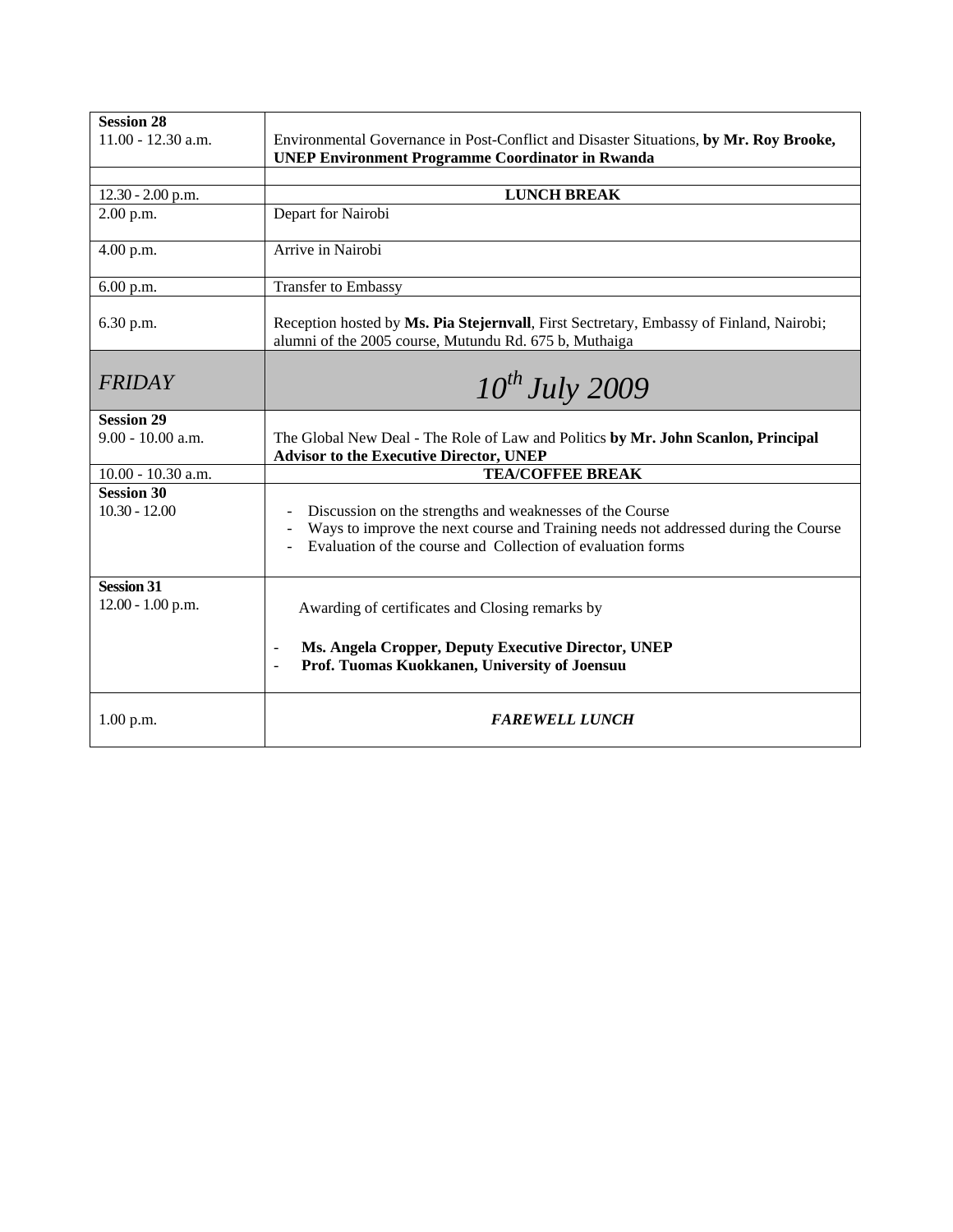| | |
|---|---|
| **Session 28**<br>11.00 - 12.30 a.m. | Environmental Governance in Post-Conflict and Disaster Situations, **by Mr. Roy Brooke, UNEP Environment Programme Coordinator in Rwanda** |
| | |
| 12.30 - 2.00 p.m. | **LUNCH BREAK** |
| 2.00 p.m. | Depart for Nairobi |
| 4.00 p.m. | Arrive in Nairobi |
| 6.00 p.m. | Transfer to Embassy |
| 6.30 p.m. | Reception hosted by **Ms. Pia Stejernvall**, First Sectretary, Embassy of Finland, Nairobi; alumni of the 2005 course, Mutundu Rd. 675 b, Muthaiga |
| *FRIDAY* | *10th July 2009* |
| **Session 29**<br>9.00 - 10.00 a.m. | The Global New Deal - The Role of Law and Politics **by Mr. John Scanlon, Principal Advisor to the Executive Director, UNEP** |
| 10.00 - 10.30 a.m. | **TEA/COFFEE BREAK** |
| **Session 30**<br>10.30 - 12.00 | - Discussion on the strengths and weaknesses of the Course<br>- Ways to improve the next course and Training needs not addressed during the Course<br>- Evaluation of the course and Collection of evaluation forms |
| **Session 31**<br>12.00 - 1.00 p.m. | Awarding of certificates and Closing remarks by<br>- **Ms. Angela Cropper, Deputy Executive Director, UNEP**<br>- **Prof. Tuomas Kuokkanen, University of Joensuu** |
| 1.00 p.m. | ***FAREWELL LUNCH*** |